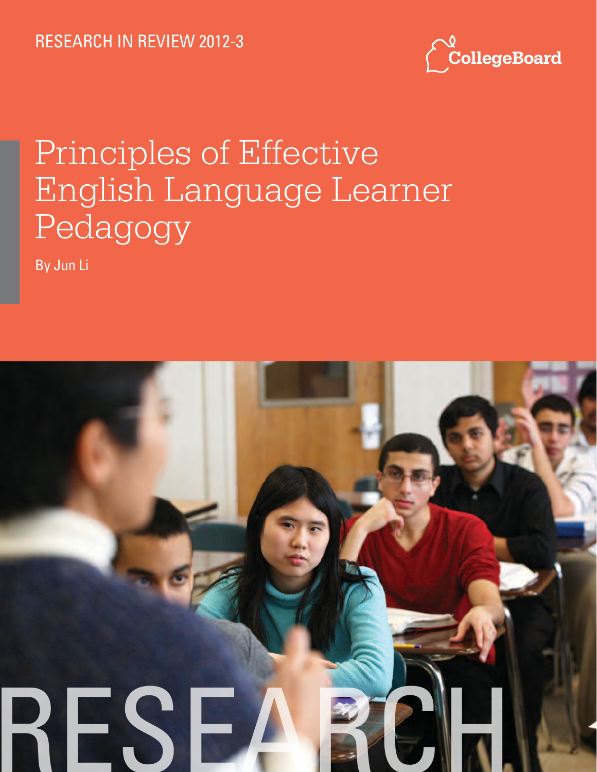RESEARCH IN REVIEW 2012-3

CollegeBoard

# Principles of Effective English Language Learner Pedagogy

By Jun Li

RESEARCH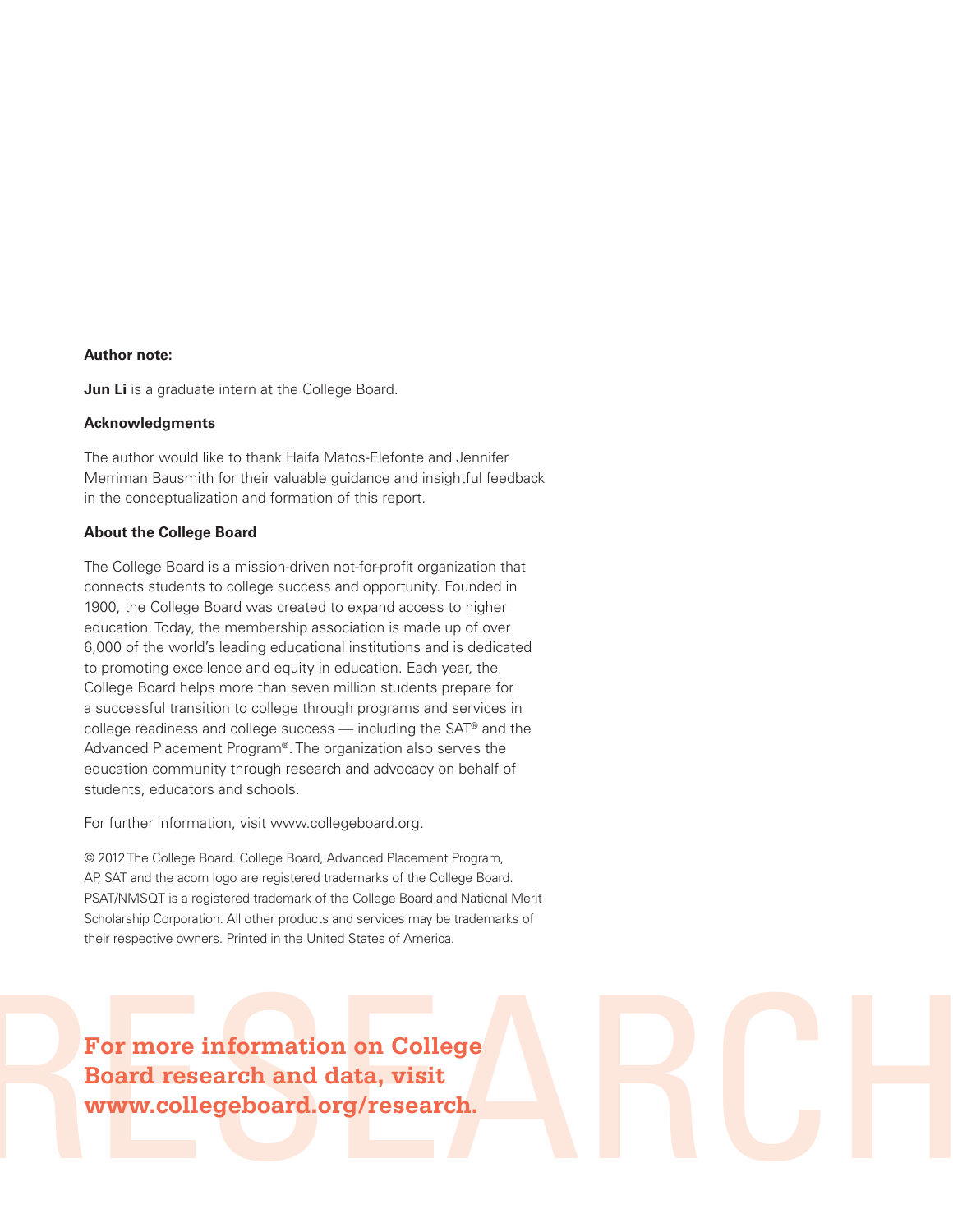**Author note:**

**Jun Li** is a graduate intern at the College Board.

**Acknowledgments**

The author would like to thank Haifa Matos-Elefonte and Jennifer Merriman Bausmith for their valuable guidance and insightful feedback in the conceptualization and formation of this report.

**About the College Board**

The College Board is a mission-driven not-for-profit organization that connects students to college success and opportunity. Founded in 1900, the College Board was created to expand access to higher education. Today, the membership association is made up of over 6,000 of the world's leading educational institutions and is dedicated to promoting excellence and equity in education. Each year, the College Board helps more than seven million students prepare for a successful transition to college through programs and services in college readiness and college success — including the SAT® and the Advanced Placement Program®. The organization also serves the education community through research and advocacy on behalf of students, educators and schools.

For further information, visit www.collegeboard.org.

© 2012 The College Board. College Board, Advanced Placement Program, AP, SAT and the acorn logo are registered trademarks of the College Board. PSAT/NMSQT is a registered trademark of the College Board and National Merit Scholarship Corporation. All other products and services may be trademarks of their respective owners. Printed in the United States of America.

**For more information on College Board research and data, visit www.collegeboard.org/research.**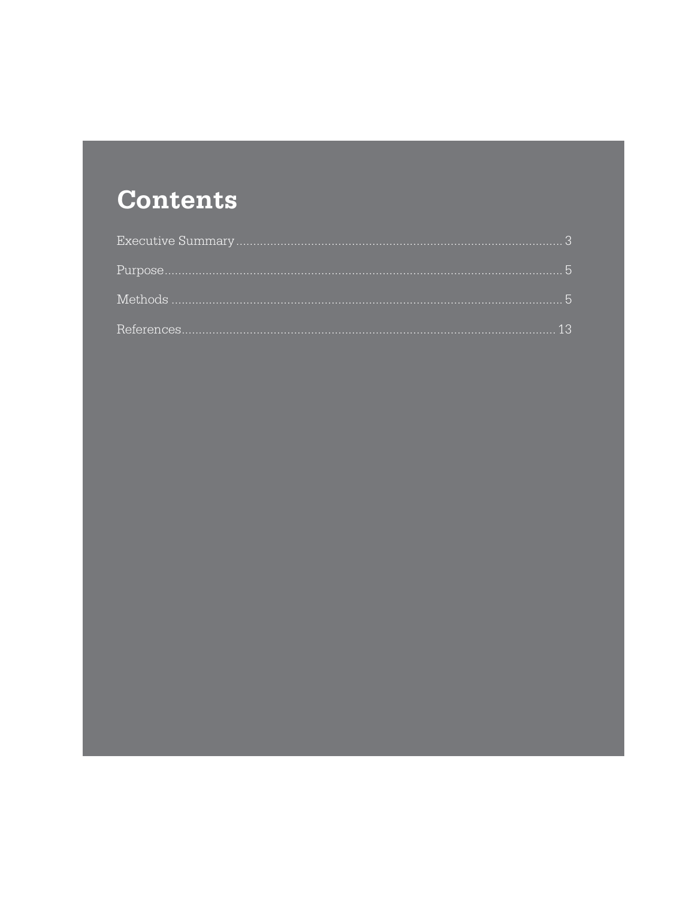# Contents

Executive Summary ........................................................................................ 3

Purpose ........................................................................................................... 5

Methods .......................................................................................................... 5

References ..................................................................................................... 13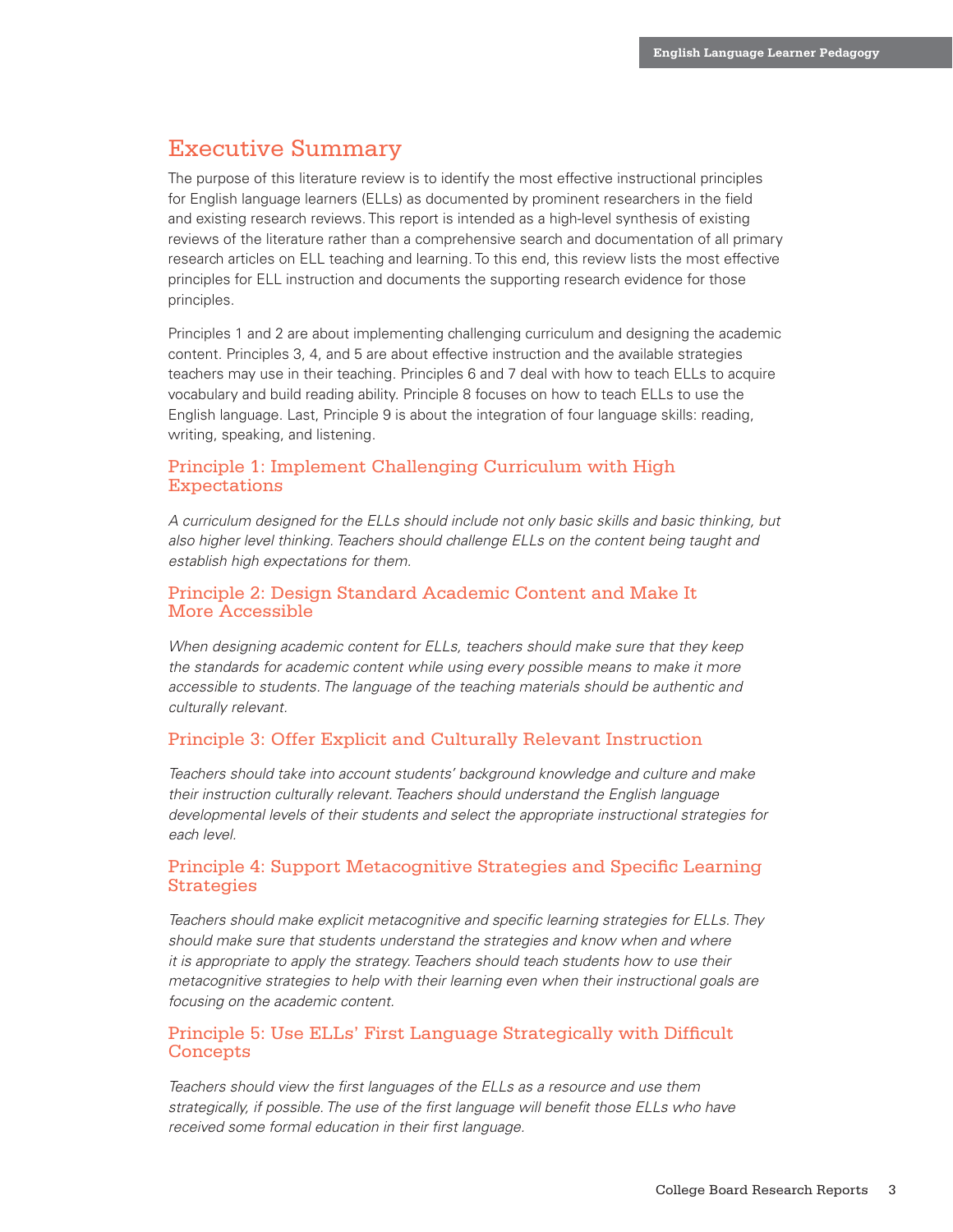## Executive Summary

The purpose of this literature review is to identify the most effective instructional principles for English language learners (ELLs) as documented by prominent researchers in the field and existing research reviews. This report is intended as a high-level synthesis of existing reviews of the literature rather than a comprehensive search and documentation of all primary research articles on ELL teaching and learning. To this end, this review lists the most effective principles for ELL instruction and documents the supporting research evidence for those principles.

Principles 1 and 2 are about implementing challenging curriculum and designing the academic content. Principles 3, 4, and 5 are about effective instruction and the available strategies teachers may use in their teaching. Principles 6 and 7 deal with how to teach ELLs to acquire vocabulary and build reading ability. Principle 8 focuses on how to teach ELLs to use the English language. Last, Principle 9 is about the integration of four language skills: reading, writing, speaking, and listening.

### Principle 1: Implement Challenging Curriculum with High Expectations

*A curriculum designed for the ELLs should include not only basic skills and basic thinking, but also higher level thinking. Teachers should challenge ELLs on the content being taught and establish high expectations for them.*

### Principle 2: Design Standard Academic Content and Make It More Accessible

*When designing academic content for ELLs, teachers should make sure that they keep the standards for academic content while using every possible means to make it more accessible to students. The language of the teaching materials should be authentic and culturally relevant.*

### Principle 3: Offer Explicit and Culturally Relevant Instruction

*Teachers should take into account students' background knowledge and culture and make their instruction culturally relevant. Teachers should understand the English language developmental levels of their students and select the appropriate instructional strategies for each level.*

### Principle 4: Support Metacognitive Strategies and Specific Learning Strategies

*Teachers should make explicit metacognitive and specific learning strategies for ELLs. They should make sure that students understand the strategies and know when and where it is appropriate to apply the strategy. Teachers should teach students how to use their metacognitive strategies to help with their learning even when their instructional goals are focusing on the academic content.*

### Principle 5: Use ELLs' First Language Strategically with Difficult Concepts

*Teachers should view the first languages of the ELLs as a resource and use them strategically, if possible. The use of the first language will benefit those ELLs who have received some formal education in their first language.*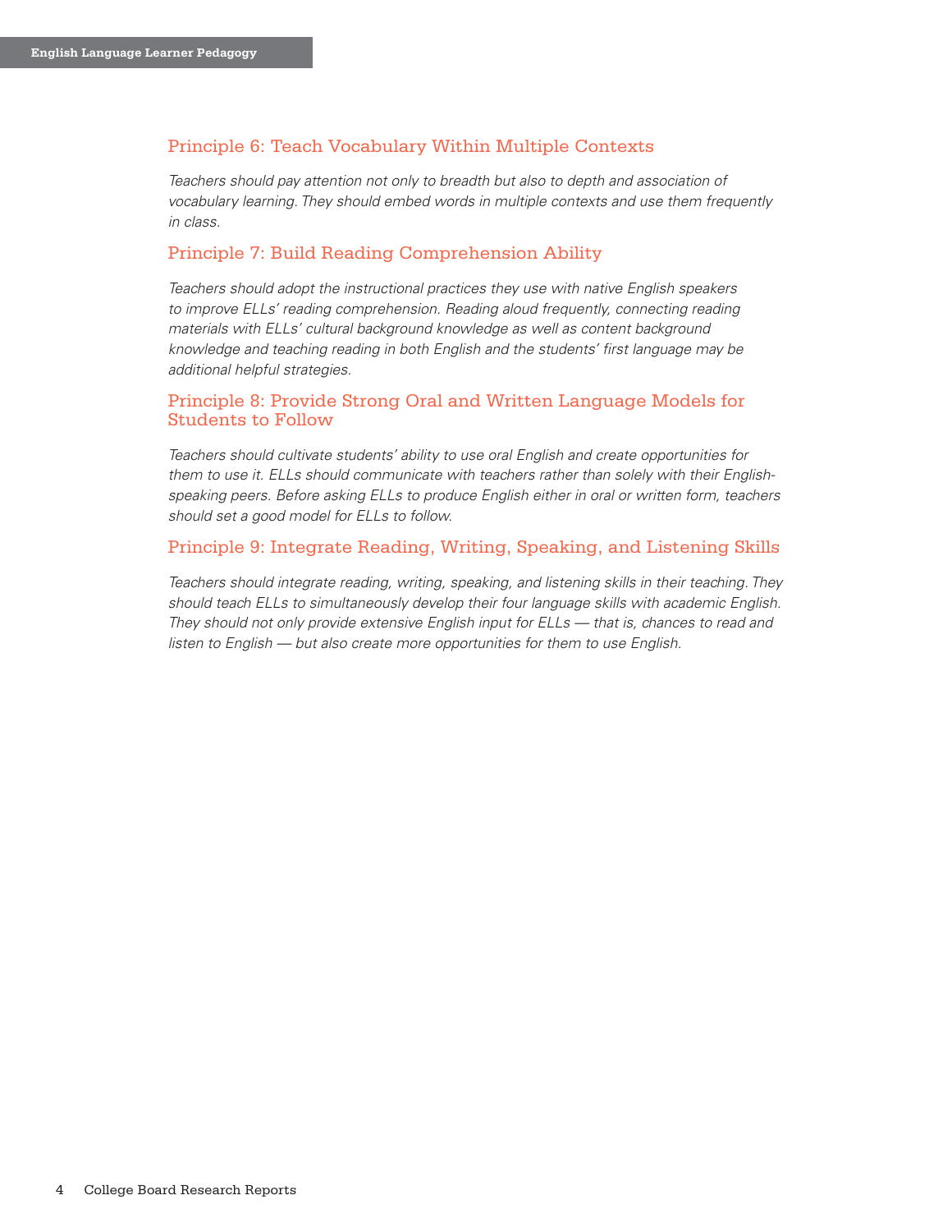### Principle 6: Teach Vocabulary Within Multiple Contexts

*Teachers should pay attention not only to breadth but also to depth and association of vocabulary learning. They should embed words in multiple contexts and use them frequently in class.*

### Principle 7: Build Reading Comprehension Ability

*Teachers should adopt the instructional practices they use with native English speakers to improve ELLs' reading comprehension. Reading aloud frequently, connecting reading materials with ELLs' cultural background knowledge as well as content background knowledge and teaching reading in both English and the students' first language may be additional helpful strategies.*

### Principle 8: Provide Strong Oral and Written Language Models for Students to Follow

*Teachers should cultivate students' ability to use oral English and create opportunities for them to use it. ELLs should communicate with teachers rather than solely with their English-speaking peers. Before asking ELLs to produce English either in oral or written form, teachers should set a good model for ELLs to follow.*

### Principle 9: Integrate Reading, Writing, Speaking, and Listening Skills

*Teachers should integrate reading, writing, speaking, and listening skills in their teaching. They should teach ELLs to simultaneously develop their four language skills with academic English. They should not only provide extensive English input for ELLs — that is, chances to read and listen to English — but also create more opportunities for them to use English.*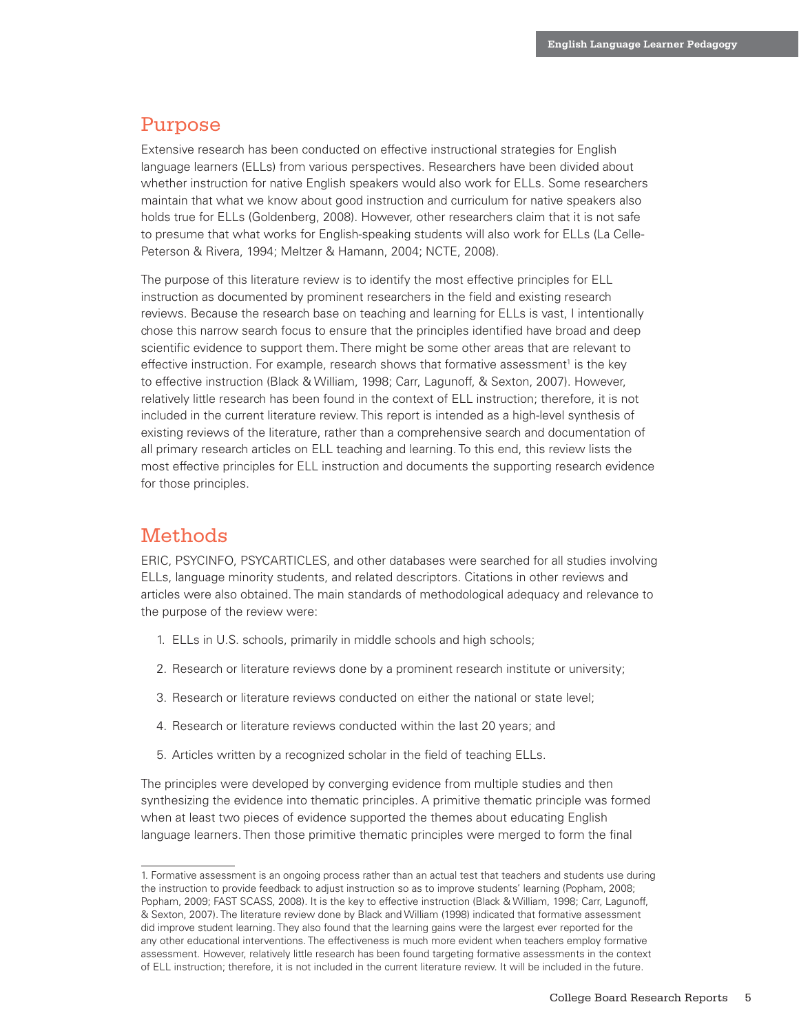## Purpose

Extensive research has been conducted on effective instructional strategies for English language learners (ELLs) from various perspectives. Researchers have been divided about whether instruction for native English speakers would also work for ELLs. Some researchers maintain that what we know about good instruction and curriculum for native speakers also holds true for ELLs (Goldenberg, 2008). However, other researchers claim that it is not safe to presume that what works for English-speaking students will also work for ELLs (La Celle-Peterson & Rivera, 1994; Meltzer & Hamann, 2004; NCTE, 2008).

The purpose of this literature review is to identify the most effective principles for ELL instruction as documented by prominent researchers in the field and existing research reviews. Because the research base on teaching and learning for ELLs is vast, I intentionally chose this narrow search focus to ensure that the principles identified have broad and deep scientific evidence to support them. There might be some other areas that are relevant to effective instruction. For example, research shows that formative assessment[1] is the key to effective instruction (Black & William, 1998; Carr, Lagunoff, & Sexton, 2007). However, relatively little research has been found in the context of ELL instruction; therefore, it is not included in the current literature review. This report is intended as a high-level synthesis of existing reviews of the literature, rather than a comprehensive search and documentation of all primary research articles on ELL teaching and learning. To this end, this review lists the most effective principles for ELL instruction and documents the supporting research evidence for those principles.

## Methods

ERIC, PSYCINFO, PSYCARTICLES, and other databases were searched for all studies involving ELLs, language minority students, and related descriptors. Citations in other reviews and articles were also obtained. The main standards of methodological adequacy and relevance to the purpose of the review were:

1. ELLs in U.S. schools, primarily in middle schools and high schools;
2. Research or literature reviews done by a prominent research institute or university;
3. Research or literature reviews conducted on either the national or state level;
4. Research or literature reviews conducted within the last 20 years; and
5. Articles written by a recognized scholar in the field of teaching ELLs.

The principles were developed by converging evidence from multiple studies and then synthesizing the evidence into thematic principles. A primitive thematic principle was formed when at least two pieces of evidence supported the themes about educating English language learners. Then those primitive thematic principles were merged to form the final

---

1. Formative assessment is an ongoing process rather than an actual test that teachers and students use during the instruction to provide feedback to adjust instruction so as to improve students' learning (Popham, 2008; Popham, 2009; FAST SCASS, 2008). It is the key to effective instruction (Black & William, 1998; Carr, Lagunoff, & Sexton, 2007). The literature review done by Black and William (1998) indicated that formative assessment did improve student learning. They also found that the learning gains were the largest ever reported for the any other educational interventions. The effectiveness is much more evident when teachers employ formative assessment. However, relatively little research has been found targeting formative assessments in the context of ELL instruction; therefore, it is not included in the current literature review. It will be included in the future.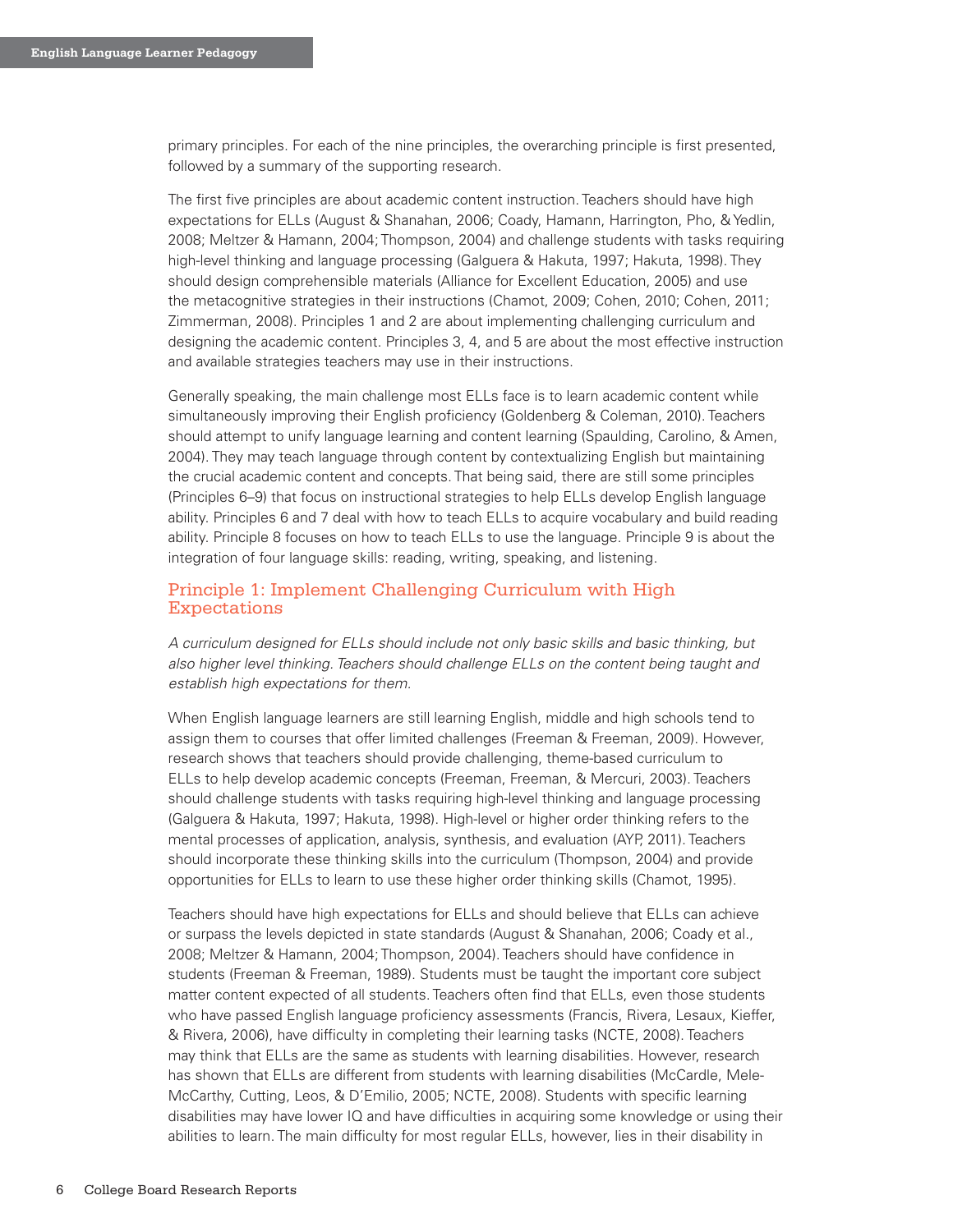primary principles. For each of the nine principles, the overarching principle is first presented, followed by a summary of the supporting research.

The first five principles are about academic content instruction. Teachers should have high expectations for ELLs (August & Shanahan, 2006; Coady, Hamann, Harrington, Pho, & Yedlin, 2008; Meltzer & Hamann, 2004; Thompson, 2004) and challenge students with tasks requiring high-level thinking and language processing (Galguera & Hakuta, 1997; Hakuta, 1998). They should design comprehensible materials (Alliance for Excellent Education, 2005) and use the metacognitive strategies in their instructions (Chamot, 2009; Cohen, 2010; Cohen, 2011; Zimmerman, 2008). Principles 1 and 2 are about implementing challenging curriculum and designing the academic content. Principles 3, 4, and 5 are about the most effective instruction and available strategies teachers may use in their instructions.

Generally speaking, the main challenge most ELLs face is to learn academic content while simultaneously improving their English proficiency (Goldenberg & Coleman, 2010). Teachers should attempt to unify language learning and content learning (Spaulding, Carolino, & Amen, 2004). They may teach language through content by contextualizing English but maintaining the crucial academic content and concepts. That being said, there are still some principles (Principles 6–9) that focus on instructional strategies to help ELLs develop English language ability. Principles 6 and 7 deal with how to teach ELLs to acquire vocabulary and build reading ability. Principle 8 focuses on how to teach ELLs to use the language. Principle 9 is about the integration of four language skills: reading, writing, speaking, and listening.

## Principle 1: Implement Challenging Curriculum with High Expectations

*A curriculum designed for ELLs should include not only basic skills and basic thinking, but also higher level thinking. Teachers should challenge ELLs on the content being taught and establish high expectations for them.*

When English language learners are still learning English, middle and high schools tend to assign them to courses that offer limited challenges (Freeman & Freeman, 2009). However, research shows that teachers should provide challenging, theme-based curriculum to ELLs to help develop academic concepts (Freeman, Freeman, & Mercuri, 2003). Teachers should challenge students with tasks requiring high-level thinking and language processing (Galguera & Hakuta, 1997; Hakuta, 1998). High-level or higher order thinking refers to the mental processes of application, analysis, synthesis, and evaluation (AYP, 2011). Teachers should incorporate these thinking skills into the curriculum (Thompson, 2004) and provide opportunities for ELLs to learn to use these higher order thinking skills (Chamot, 1995).

Teachers should have high expectations for ELLs and should believe that ELLs can achieve or surpass the levels depicted in state standards (August & Shanahan, 2006; Coady et al., 2008; Meltzer & Hamann, 2004; Thompson, 2004). Teachers should have confidence in students (Freeman & Freeman, 1989). Students must be taught the important core subject matter content expected of all students. Teachers often find that ELLs, even those students who have passed English language proficiency assessments (Francis, Rivera, Lesaux, Kieffer, & Rivera, 2006), have difficulty in completing their learning tasks (NCTE, 2008). Teachers may think that ELLs are the same as students with learning disabilities. However, research has shown that ELLs are different from students with learning disabilities (McCardle, Mele-McCarthy, Cutting, Leos, & D'Emilio, 2005; NCTE, 2008). Students with specific learning disabilities may have lower IQ and have difficulties in acquiring some knowledge or using their abilities to learn. The main difficulty for most regular ELLs, however, lies in their disability in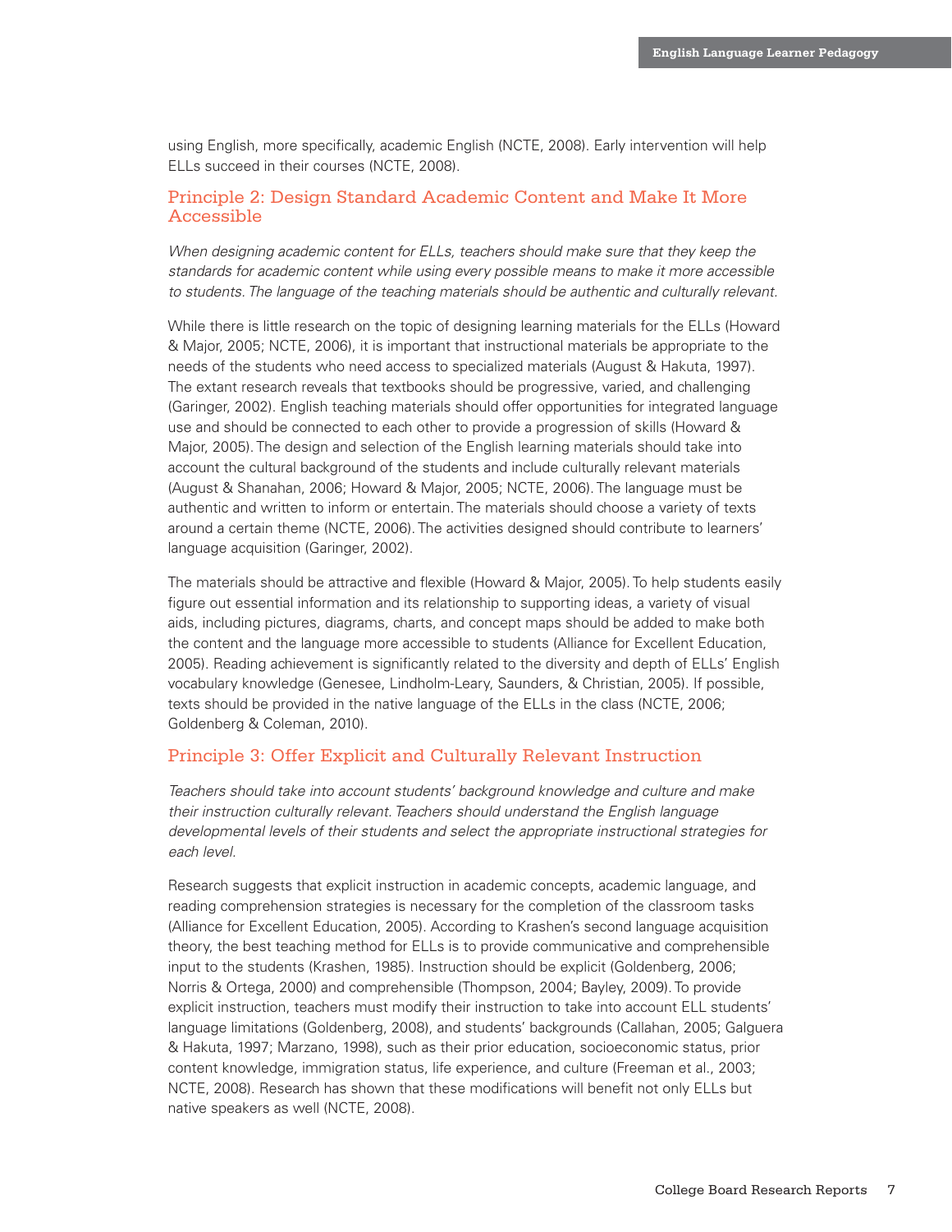using English, more specifically, academic English (NCTE, 2008). Early intervention will help ELLs succeed in their courses (NCTE, 2008).

## Principle 2: Design Standard Academic Content and Make It More Accessible

*When designing academic content for ELLs, teachers should make sure that they keep the standards for academic content while using every possible means to make it more accessible to students. The language of the teaching materials should be authentic and culturally relevant.*

While there is little research on the topic of designing learning materials for the ELLs (Howard & Major, 2005; NCTE, 2006), it is important that instructional materials be appropriate to the needs of the students who need access to specialized materials (August & Hakuta, 1997). The extant research reveals that textbooks should be progressive, varied, and challenging (Garinger, 2002). English teaching materials should offer opportunities for integrated language use and should be connected to each other to provide a progression of skills (Howard & Major, 2005). The design and selection of the English learning materials should take into account the cultural background of the students and include culturally relevant materials (August & Shanahan, 2006; Howard & Major, 2005; NCTE, 2006). The language must be authentic and written to inform or entertain. The materials should choose a variety of texts around a certain theme (NCTE, 2006). The activities designed should contribute to learners' language acquisition (Garinger, 2002).

The materials should be attractive and flexible (Howard & Major, 2005). To help students easily figure out essential information and its relationship to supporting ideas, a variety of visual aids, including pictures, diagrams, charts, and concept maps should be added to make both the content and the language more accessible to students (Alliance for Excellent Education, 2005). Reading achievement is significantly related to the diversity and depth of ELLs' English vocabulary knowledge (Genesee, Lindholm-Leary, Saunders, & Christian, 2005). If possible, texts should be provided in the native language of the ELLs in the class (NCTE, 2006; Goldenberg & Coleman, 2010).

## Principle 3: Offer Explicit and Culturally Relevant Instruction

*Teachers should take into account students' background knowledge and culture and make their instruction culturally relevant. Teachers should understand the English language developmental levels of their students and select the appropriate instructional strategies for each level.*

Research suggests that explicit instruction in academic concepts, academic language, and reading comprehension strategies is necessary for the completion of the classroom tasks (Alliance for Excellent Education, 2005). According to Krashen's second language acquisition theory, the best teaching method for ELLs is to provide communicative and comprehensible input to the students (Krashen, 1985). Instruction should be explicit (Goldenberg, 2006; Norris & Ortega, 2000) and comprehensible (Thompson, 2004; Bayley, 2009). To provide explicit instruction, teachers must modify their instruction to take into account ELL students' language limitations (Goldenberg, 2008), and students' backgrounds (Callahan, 2005; Galguera & Hakuta, 1997; Marzano, 1998), such as their prior education, socioeconomic status, prior content knowledge, immigration status, life experience, and culture (Freeman et al., 2003; NCTE, 2008). Research has shown that these modifications will benefit not only ELLs but native speakers as well (NCTE, 2008).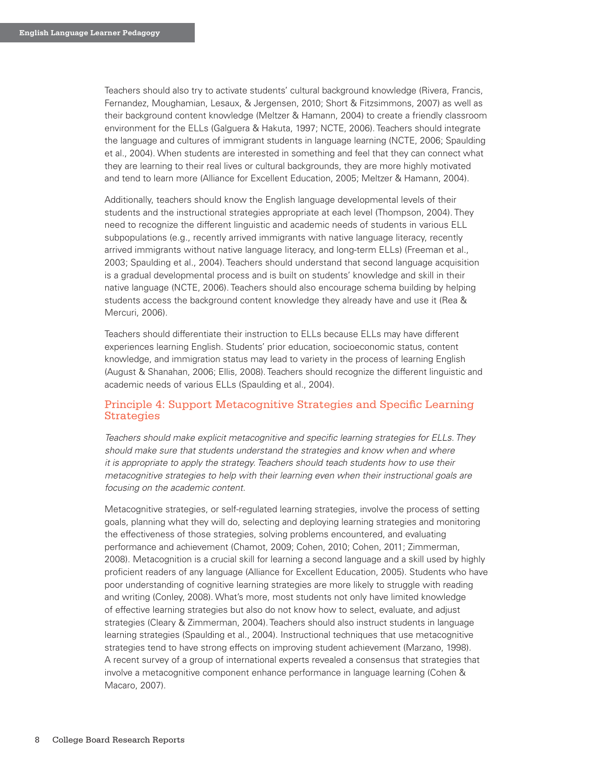Teachers should also try to activate students' cultural background knowledge (Rivera, Francis, Fernandez, Moughamian, Lesaux, & Jergensen, 2010; Short & Fitzsimmons, 2007) as well as their background content knowledge (Meltzer & Hamann, 2004) to create a friendly classroom environment for the ELLs (Galguera & Hakuta, 1997; NCTE, 2006). Teachers should integrate the language and cultures of immigrant students in language learning (NCTE, 2006; Spaulding et al., 2004). When students are interested in something and feel that they can connect what they are learning to their real lives or cultural backgrounds, they are more highly motivated and tend to learn more (Alliance for Excellent Education, 2005; Meltzer & Hamann, 2004).

Additionally, teachers should know the English language developmental levels of their students and the instructional strategies appropriate at each level (Thompson, 2004). They need to recognize the different linguistic and academic needs of students in various ELL subpopulations (e.g., recently arrived immigrants with native language literacy, recently arrived immigrants without native language literacy, and long-term ELLs) (Freeman et al., 2003; Spaulding et al., 2004). Teachers should understand that second language acquisition is a gradual developmental process and is built on students' knowledge and skill in their native language (NCTE, 2006). Teachers should also encourage schema building by helping students access the background content knowledge they already have and use it (Rea & Mercuri, 2006).

Teachers should differentiate their instruction to ELLs because ELLs may have different experiences learning English. Students' prior education, socioeconomic status, content knowledge, and immigration status may lead to variety in the process of learning English (August & Shanahan, 2006; Ellis, 2008). Teachers should recognize the different linguistic and academic needs of various ELLs (Spaulding et al., 2004).

## Principle 4: Support Metacognitive Strategies and Specific Learning Strategies

*Teachers should make explicit metacognitive and specific learning strategies for ELLs. They should make sure that students understand the strategies and know when and where it is appropriate to apply the strategy. Teachers should teach students how to use their metacognitive strategies to help with their learning even when their instructional goals are focusing on the academic content.*

Metacognitive strategies, or self-regulated learning strategies, involve the process of setting goals, planning what they will do, selecting and deploying learning strategies and monitoring the effectiveness of those strategies, solving problems encountered, and evaluating performance and achievement (Chamot, 2009; Cohen, 2010; Cohen, 2011; Zimmerman, 2008). Metacognition is a crucial skill for learning a second language and a skill used by highly proficient readers of any language (Alliance for Excellent Education, 2005). Students who have poor understanding of cognitive learning strategies are more likely to struggle with reading and writing (Conley, 2008). What's more, most students not only have limited knowledge of effective learning strategies but also do not know how to select, evaluate, and adjust strategies (Cleary & Zimmerman, 2004). Teachers should also instruct students in language learning strategies (Spaulding et al., 2004). Instructional techniques that use metacognitive strategies tend to have strong effects on improving student achievement (Marzano, 1998). A recent survey of a group of international experts revealed a consensus that strategies that involve a metacognitive component enhance performance in language learning (Cohen & Macaro, 2007).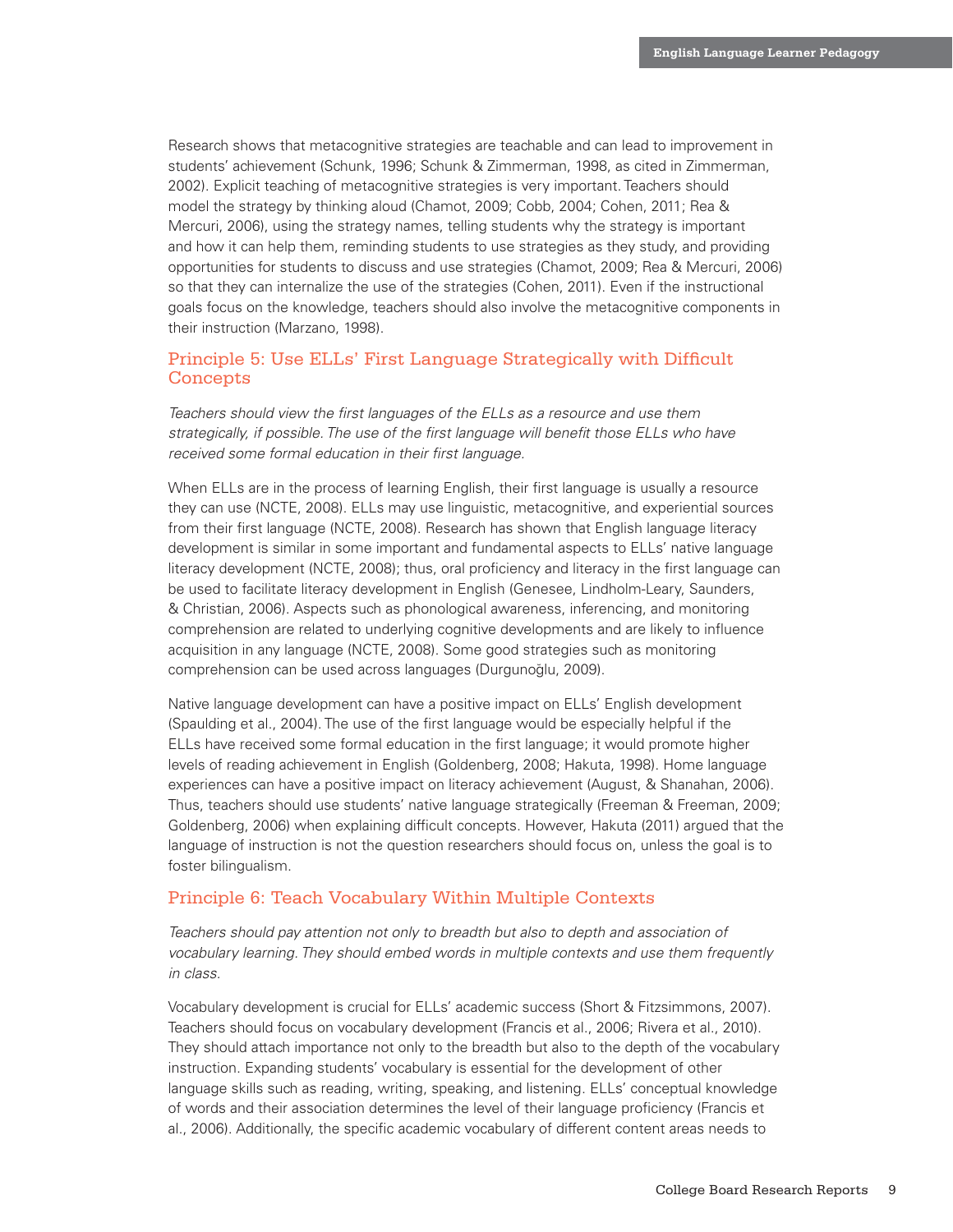Research shows that metacognitive strategies are teachable and can lead to improvement in students' achievement (Schunk, 1996; Schunk & Zimmerman, 1998, as cited in Zimmerman, 2002). Explicit teaching of metacognitive strategies is very important. Teachers should model the strategy by thinking aloud (Chamot, 2009; Cobb, 2004; Cohen, 2011; Rea & Mercuri, 2006), using the strategy names, telling students why the strategy is important and how it can help them, reminding students to use strategies as they study, and providing opportunities for students to discuss and use strategies (Chamot, 2009; Rea & Mercuri, 2006) so that they can internalize the use of the strategies (Cohen, 2011). Even if the instructional goals focus on the knowledge, teachers should also involve the metacognitive components in their instruction (Marzano, 1998).

### Principle 5: Use ELLs' First Language Strategically with Difficult Concepts

*Teachers should view the first languages of the ELLs as a resource and use them strategically, if possible. The use of the first language will benefit those ELLs who have received some formal education in their first language.*

When ELLs are in the process of learning English, their first language is usually a resource they can use (NCTE, 2008). ELLs may use linguistic, metacognitive, and experiential sources from their first language (NCTE, 2008). Research has shown that English language literacy development is similar in some important and fundamental aspects to ELLs' native language literacy development (NCTE, 2008); thus, oral proficiency and literacy in the first language can be used to facilitate literacy development in English (Genesee, Lindholm-Leary, Saunders, & Christian, 2006). Aspects such as phonological awareness, inferencing, and monitoring comprehension are related to underlying cognitive developments and are likely to influence acquisition in any language (NCTE, 2008). Some good strategies such as monitoring comprehension can be used across languages (Durgunoğlu, 2009).

Native language development can have a positive impact on ELLs' English development (Spaulding et al., 2004). The use of the first language would be especially helpful if the ELLs have received some formal education in the first language; it would promote higher levels of reading achievement in English (Goldenberg, 2008; Hakuta, 1998). Home language experiences can have a positive impact on literacy achievement (August, & Shanahan, 2006). Thus, teachers should use students' native language strategically (Freeman & Freeman, 2009; Goldenberg, 2006) when explaining difficult concepts. However, Hakuta (2011) argued that the language of instruction is not the question researchers should focus on, unless the goal is to foster bilingualism.

### Principle 6: Teach Vocabulary Within Multiple Contexts

*Teachers should pay attention not only to breadth but also to depth and association of vocabulary learning. They should embed words in multiple contexts and use them frequently in class.*

Vocabulary development is crucial for ELLs' academic success (Short & Fitzsimmons, 2007). Teachers should focus on vocabulary development (Francis et al., 2006; Rivera et al., 2010). They should attach importance not only to the breadth but also to the depth of the vocabulary instruction. Expanding students' vocabulary is essential for the development of other language skills such as reading, writing, speaking, and listening. ELLs' conceptual knowledge of words and their association determines the level of their language proficiency (Francis et al., 2006). Additionally, the specific academic vocabulary of different content areas needs to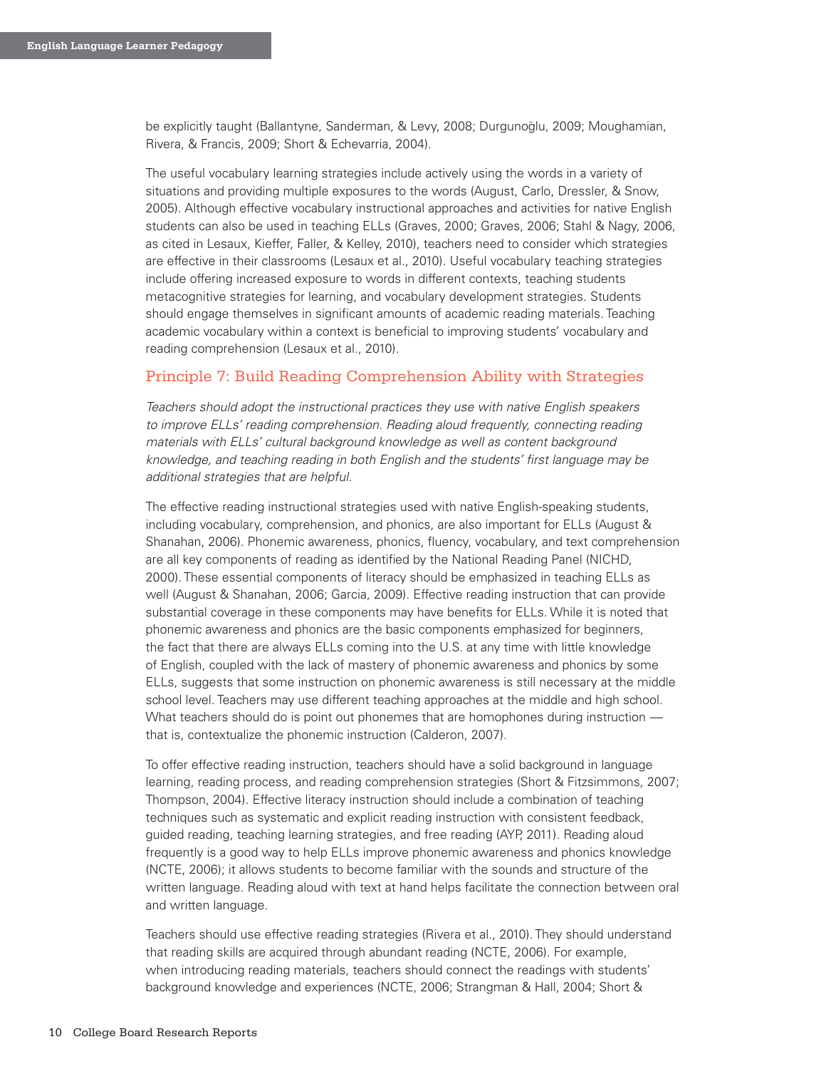be explicitly taught (Ballantyne, Sanderman, & Levy, 2008; Durgunoğlu, 2009; Moughamian, Rivera, & Francis, 2009; Short & Echevarria, 2004).

The useful vocabulary learning strategies include actively using the words in a variety of situations and providing multiple exposures to the words (August, Carlo, Dressler, & Snow, 2005). Although effective vocabulary instructional approaches and activities for native English students can also be used in teaching ELLs (Graves, 2000; Graves, 2006; Stahl & Nagy, 2006, as cited in Lesaux, Kieffer, Faller, & Kelley, 2010), teachers need to consider which strategies are effective in their classrooms (Lesaux et al., 2010). Useful vocabulary teaching strategies include offering increased exposure to words in different contexts, teaching students metacognitive strategies for learning, and vocabulary development strategies. Students should engage themselves in significant amounts of academic reading materials. Teaching academic vocabulary within a context is beneficial to improving students' vocabulary and reading comprehension (Lesaux et al., 2010).

## Principle 7: Build Reading Comprehension Ability with Strategies

*Teachers should adopt the instructional practices they use with native English speakers to improve ELLs' reading comprehension. Reading aloud frequently, connecting reading materials with ELLs' cultural background knowledge as well as content background knowledge, and teaching reading in both English and the students' first language may be additional strategies that are helpful.*

The effective reading instructional strategies used with native English-speaking students, including vocabulary, comprehension, and phonics, are also important for ELLs (August & Shanahan, 2006). Phonemic awareness, phonics, fluency, vocabulary, and text comprehension are all key components of reading as identified by the National Reading Panel (NICHD, 2000). These essential components of literacy should be emphasized in teaching ELLs as well (August & Shanahan, 2006; Garcia, 2009). Effective reading instruction that can provide substantial coverage in these components may have benefits for ELLs. While it is noted that phonemic awareness and phonics are the basic components emphasized for beginners, the fact that there are always ELLs coming into the U.S. at any time with little knowledge of English, coupled with the lack of mastery of phonemic awareness and phonics by some ELLs, suggests that some instruction on phonemic awareness is still necessary at the middle school level. Teachers may use different teaching approaches at the middle and high school. What teachers should do is point out phonemes that are homophones during instruction — that is, contextualize the phonemic instruction (Calderon, 2007).

To offer effective reading instruction, teachers should have a solid background in language learning, reading process, and reading comprehension strategies (Short & Fitzsimmons, 2007; Thompson, 2004). Effective literacy instruction should include a combination of teaching techniques such as systematic and explicit reading instruction with consistent feedback, guided reading, teaching learning strategies, and free reading (AYP, 2011). Reading aloud frequently is a good way to help ELLs improve phonemic awareness and phonics knowledge (NCTE, 2006); it allows students to become familiar with the sounds and structure of the written language. Reading aloud with text at hand helps facilitate the connection between oral and written language.

Teachers should use effective reading strategies (Rivera et al., 2010). They should understand that reading skills are acquired through abundant reading (NCTE, 2006). For example, when introducing reading materials, teachers should connect the readings with students' background knowledge and experiences (NCTE, 2006; Strangman & Hall, 2004; Short &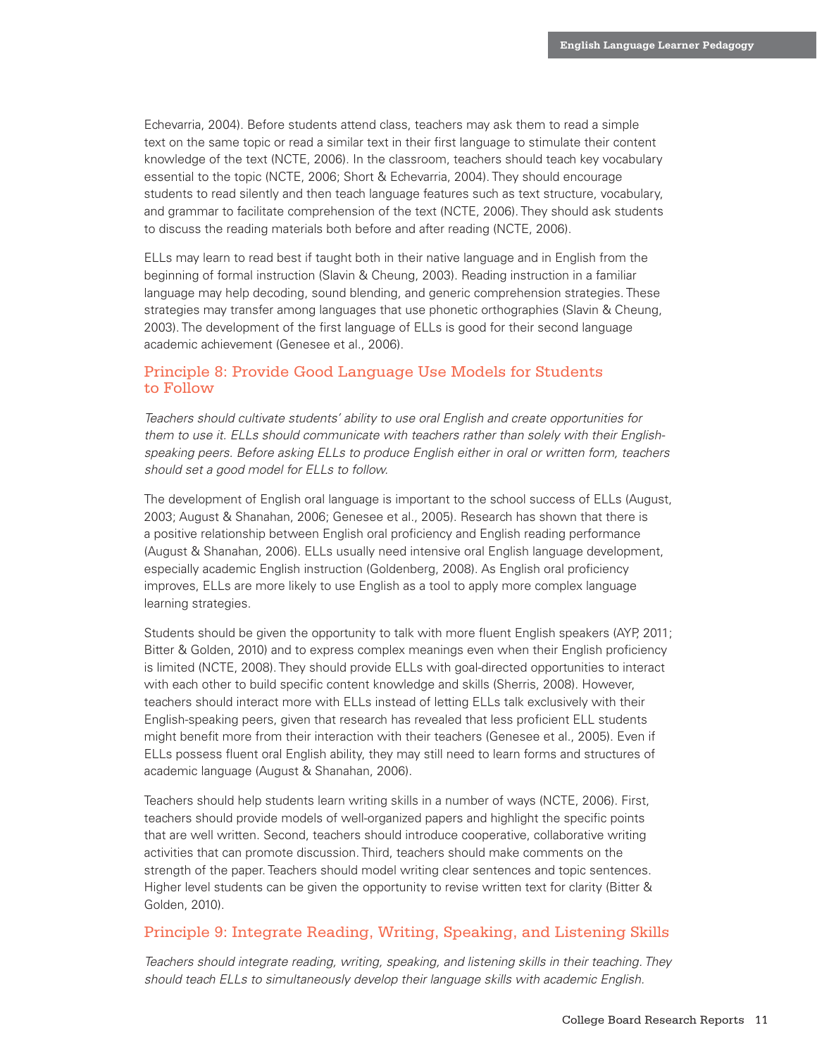Echevarria, 2004). Before students attend class, teachers may ask them to read a simple text on the same topic or read a similar text in their first language to stimulate their content knowledge of the text (NCTE, 2006). In the classroom, teachers should teach key vocabulary essential to the topic (NCTE, 2006; Short & Echevarria, 2004). They should encourage students to read silently and then teach language features such as text structure, vocabulary, and grammar to facilitate comprehension of the text (NCTE, 2006). They should ask students to discuss the reading materials both before and after reading (NCTE, 2006).

ELLs may learn to read best if taught both in their native language and in English from the beginning of formal instruction (Slavin & Cheung, 2003). Reading instruction in a familiar language may help decoding, sound blending, and generic comprehension strategies. These strategies may transfer among languages that use phonetic orthographies (Slavin & Cheung, 2003). The development of the first language of ELLs is good for their second language academic achievement (Genesee et al., 2006).

## Principle 8: Provide Good Language Use Models for Students to Follow

*Teachers should cultivate students' ability to use oral English and create opportunities for them to use it. ELLs should communicate with teachers rather than solely with their English-speaking peers. Before asking ELLs to produce English either in oral or written form, teachers should set a good model for ELLs to follow.*

The development of English oral language is important to the school success of ELLs (August, 2003; August & Shanahan, 2006; Genesee et al., 2005). Research has shown that there is a positive relationship between English oral proficiency and English reading performance (August & Shanahan, 2006). ELLs usually need intensive oral English language development, especially academic English instruction (Goldenberg, 2008). As English oral proficiency improves, ELLs are more likely to use English as a tool to apply more complex language learning strategies.

Students should be given the opportunity to talk with more fluent English speakers (AYP, 2011; Bitter & Golden, 2010) and to express complex meanings even when their English proficiency is limited (NCTE, 2008). They should provide ELLs with goal-directed opportunities to interact with each other to build specific content knowledge and skills (Sherris, 2008). However, teachers should interact more with ELLs instead of letting ELLs talk exclusively with their English-speaking peers, given that research has revealed that less proficient ELL students might benefit more from their interaction with their teachers (Genesee et al., 2005). Even if ELLs possess fluent oral English ability, they may still need to learn forms and structures of academic language (August & Shanahan, 2006).

Teachers should help students learn writing skills in a number of ways (NCTE, 2006). First, teachers should provide models of well-organized papers and highlight the specific points that are well written. Second, teachers should introduce cooperative, collaborative writing activities that can promote discussion. Third, teachers should make comments on the strength of the paper. Teachers should model writing clear sentences and topic sentences. Higher level students can be given the opportunity to revise written text for clarity (Bitter & Golden, 2010).

## Principle 9: Integrate Reading, Writing, Speaking, and Listening Skills

*Teachers should integrate reading, writing, speaking, and listening skills in their teaching. They should teach ELLs to simultaneously develop their language skills with academic English.*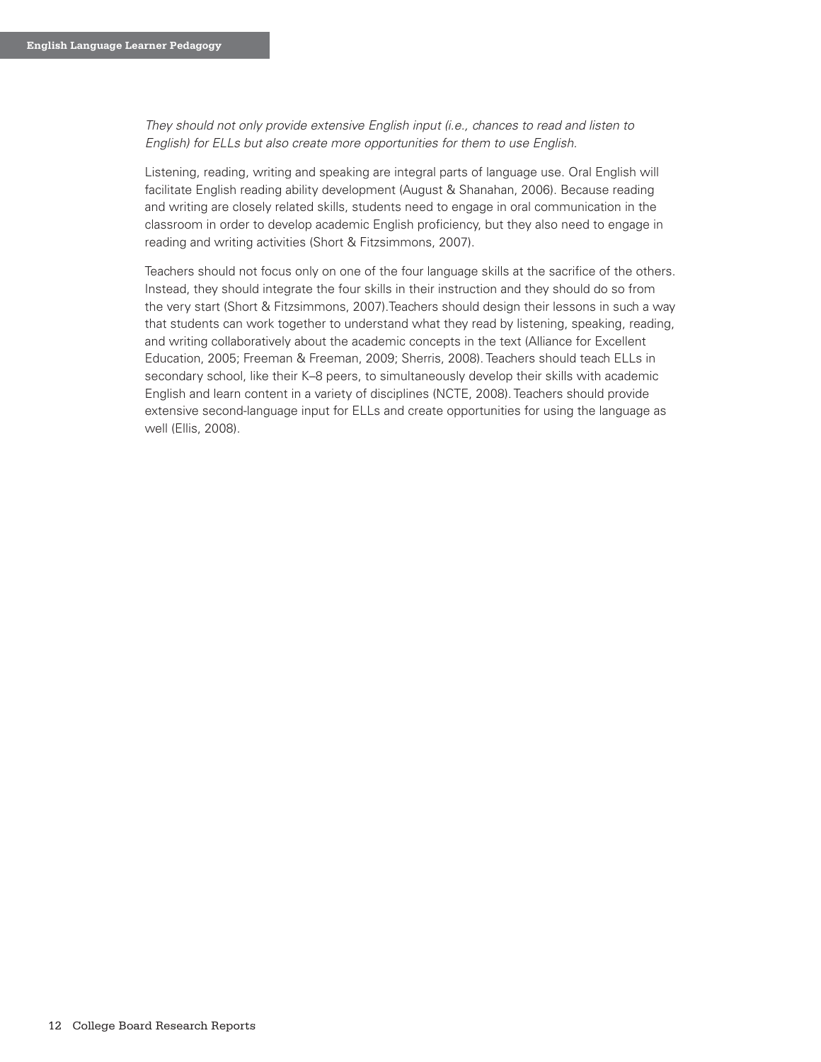*They should not only provide extensive English input (i.e., chances to read and listen to English) for ELLs but also create more opportunities for them to use English.*

Listening, reading, writing and speaking are integral parts of language use. Oral English will facilitate English reading ability development (August & Shanahan, 2006). Because reading and writing are closely related skills, students need to engage in oral communication in the classroom in order to develop academic English proficiency, but they also need to engage in reading and writing activities (Short & Fitzsimmons, 2007).

Teachers should not focus only on one of the four language skills at the sacrifice of the others. Instead, they should integrate the four skills in their instruction and they should do so from the very start (Short & Fitzsimmons, 2007).Teachers should design their lessons in such a way that students can work together to understand what they read by listening, speaking, reading, and writing collaboratively about the academic concepts in the text (Alliance for Excellent Education, 2005; Freeman & Freeman, 2009; Sherris, 2008). Teachers should teach ELLs in secondary school, like their K–8 peers, to simultaneously develop their skills with academic English and learn content in a variety of disciplines (NCTE, 2008). Teachers should provide extensive second-language input for ELLs and create opportunities for using the language as well (Ellis, 2008).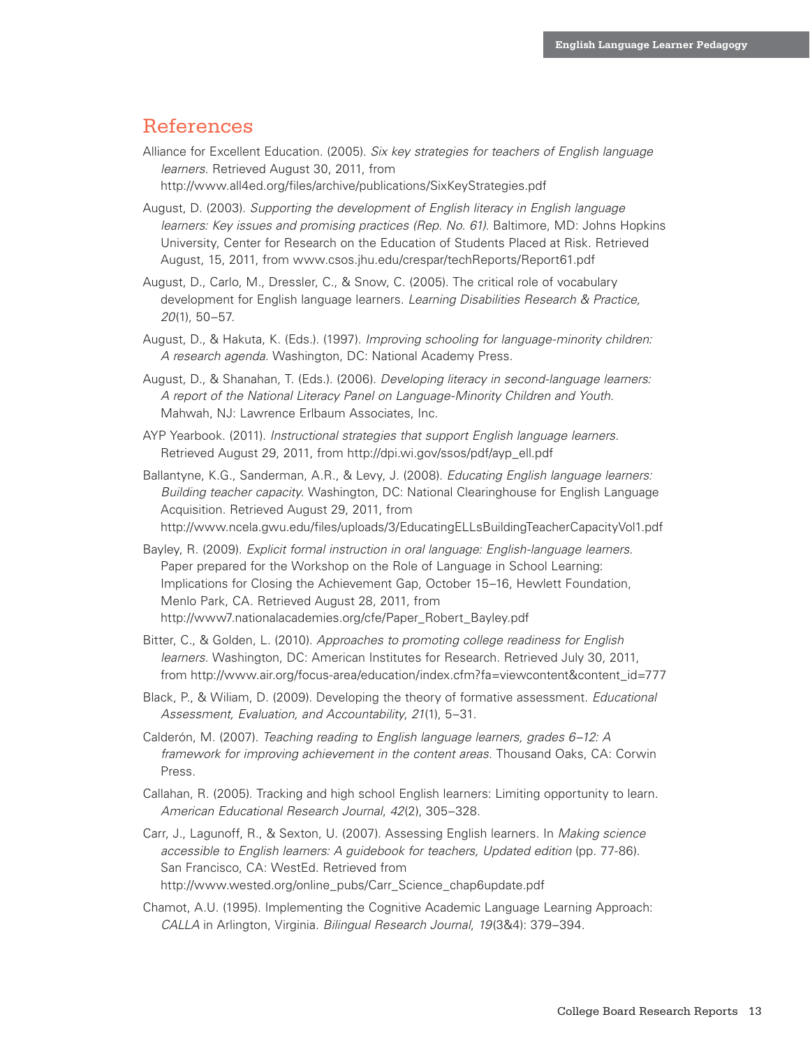## References

Alliance for Excellent Education. (2005). *Six key strategies for teachers of English language learners*. Retrieved August 30, 2011, from http://www.all4ed.org/files/archive/publications/SixKeyStrategies.pdf

August, D. (2003). *Supporting the development of English literacy in English language learners: Key issues and promising practices (Rep. No. 61)*. Baltimore, MD: Johns Hopkins University, Center for Research on the Education of Students Placed at Risk. Retrieved August, 15, 2011, from www.csos.jhu.edu/crespar/techReports/Report61.pdf

August, D., Carlo, M., Dressler, C., & Snow, C. (2005). The critical role of vocabulary development for English language learners. *Learning Disabilities Research & Practice, 20*(1), 50–57.

August, D., & Hakuta, K. (Eds.). (1997). *Improving schooling for language-minority children: A research agenda*. Washington, DC: National Academy Press.

August, D., & Shanahan, T. (Eds.). (2006). *Developing literacy in second-language learners: A report of the National Literacy Panel on Language-Minority Children and Youth*. Mahwah, NJ: Lawrence Erlbaum Associates, Inc.

AYP Yearbook. (2011). *Instructional strategies that support English language learners*. Retrieved August 29, 2011, from http://dpi.wi.gov/ssos/pdf/ayp_ell.pdf

Ballantyne, K.G., Sanderman, A.R., & Levy, J. (2008). *Educating English language learners: Building teacher capacity*. Washington, DC: National Clearinghouse for English Language Acquisition. Retrieved August 29, 2011, from http://www.ncela.gwu.edu/files/uploads/3/EducatingELLsBuildingTeacherCapacityVol1.pdf

Bayley, R. (2009). *Explicit formal instruction in oral language: English-language learners*. Paper prepared for the Workshop on the Role of Language in School Learning: Implications for Closing the Achievement Gap, October 15–16, Hewlett Foundation, Menlo Park, CA. Retrieved August 28, 2011, from http://www7.nationalacademies.org/cfe/Paper_Robert_Bayley.pdf

Bitter, C., & Golden, L. (2010). *Approaches to promoting college readiness for English learners*. Washington, DC: American Institutes for Research. Retrieved July 30, 2011, from http://www.air.org/focus-area/education/index.cfm?fa=viewcontent&content_id=777

Black, P., & Wiliam, D. (2009). Developing the theory of formative assessment. *Educational Assessment, Evaluation, and Accountability*, *21*(1), 5–31.

Calderón, M. (2007). *Teaching reading to English language learners, grades 6–12: A framework for improving achievement in the content areas*. Thousand Oaks, CA: Corwin Press.

Callahan, R. (2005). Tracking and high school English learners: Limiting opportunity to learn. *American Educational Research Journal*, *42*(2), 305–328.

Carr, J., Lagunoff, R., & Sexton, U. (2007). Assessing English learners. In *Making science accessible to English learners: A guidebook for teachers, Updated edition* (pp. 77-86). San Francisco, CA: WestEd. Retrieved from http://www.wested.org/online_pubs/Carr_Science_chap6update.pdf

Chamot, A.U. (1995). Implementing the Cognitive Academic Language Learning Approach: *CALLA* in Arlington, Virginia. *Bilingual Research Journal*, *19*(3&4): 379–394.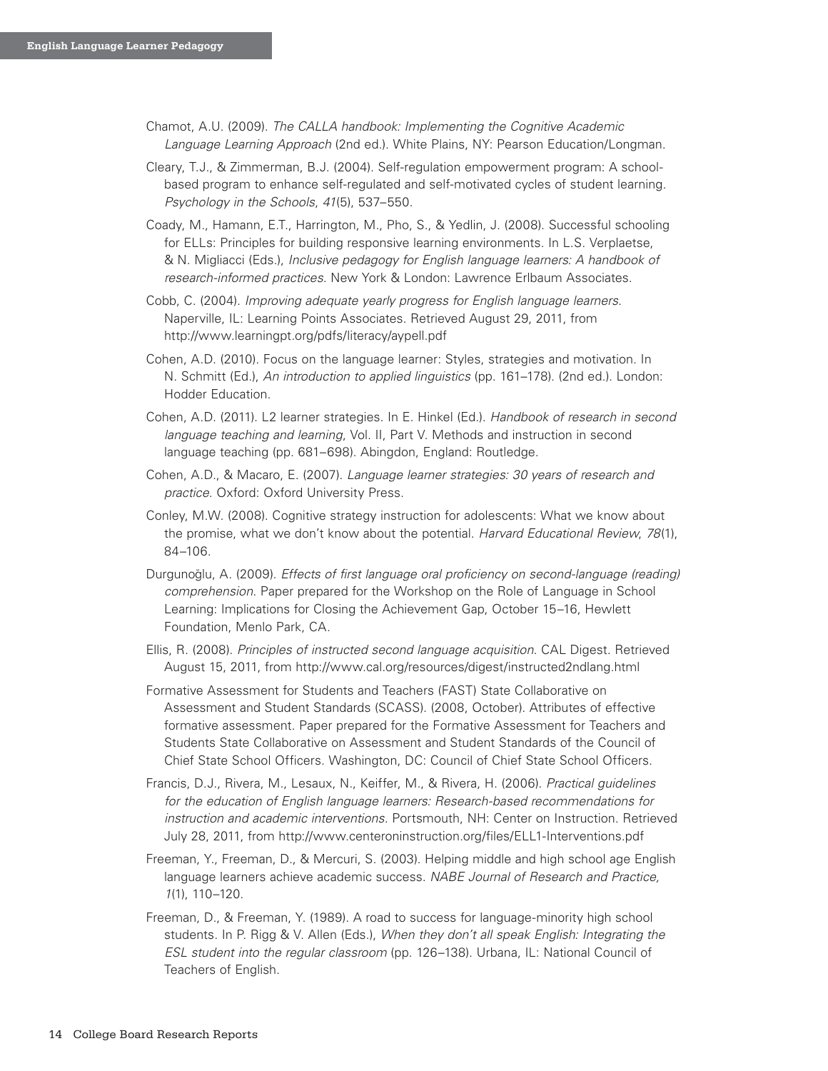Chamot, A.U. (2009). *The CALLA handbook: Implementing the Cognitive Academic Language Learning Approach* (2nd ed.). White Plains, NY: Pearson Education/Longman.

Cleary, T.J., & Zimmerman, B.J. (2004). Self-regulation empowerment program: A school-based program to enhance self-regulated and self-motivated cycles of student learning. *Psychology in the Schools*, *41*(5), 537–550.

Coady, M., Hamann, E.T., Harrington, M., Pho, S., & Yedlin, J. (2008). Successful schooling for ELLs: Principles for building responsive learning environments. In L.S. Verplaetse, & N. Migliacci (Eds.), *Inclusive pedagogy for English language learners: A handbook of research-informed practices*. New York & London: Lawrence Erlbaum Associates.

Cobb, C. (2004). *Improving adequate yearly progress for English language learners*. Naperville, IL: Learning Points Associates. Retrieved August 29, 2011, from http://www.learningpt.org/pdfs/literacy/aypell.pdf

Cohen, A.D. (2010). Focus on the language learner: Styles, strategies and motivation. In N. Schmitt (Ed.), *An introduction to applied linguistics* (pp. 161–178). (2nd ed.). London: Hodder Education.

Cohen, A.D. (2011). L2 learner strategies. In E. Hinkel (Ed.). *Handbook of research in second language teaching and learning*, Vol. II, Part V. Methods and instruction in second language teaching (pp. 681–698). Abingdon, England: Routledge.

Cohen, A.D., & Macaro, E. (2007). *Language learner strategies: 30 years of research and practice*. Oxford: Oxford University Press.

Conley, M.W. (2008). Cognitive strategy instruction for adolescents: What we know about the promise, what we don't know about the potential. *Harvard Educational Review*, *78*(1), 84–106.

Durgunoğlu, A. (2009). *Effects of first language oral proficiency on second-language (reading) comprehension*. Paper prepared for the Workshop on the Role of Language in School Learning: Implications for Closing the Achievement Gap, October 15–16, Hewlett Foundation, Menlo Park, CA.

Ellis, R. (2008). *Principles of instructed second language acquisition*. CAL Digest. Retrieved August 15, 2011, from http://www.cal.org/resources/digest/instructed2ndlang.html

Formative Assessment for Students and Teachers (FAST) State Collaborative on Assessment and Student Standards (SCASS). (2008, October). Attributes of effective formative assessment. Paper prepared for the Formative Assessment for Teachers and Students State Collaborative on Assessment and Student Standards of the Council of Chief State School Officers. Washington, DC: Council of Chief State School Officers.

Francis, D.J., Rivera, M., Lesaux, N., Keiffer, M., & Rivera, H. (2006). *Practical guidelines for the education of English language learners: Research-based recommendations for instruction and academic interventions*. Portsmouth, NH: Center on Instruction. Retrieved July 28, 2011, from http://www.centeroninstruction.org/files/ELL1-Interventions.pdf

Freeman, Y., Freeman, D., & Mercuri, S. (2003). Helping middle and high school age English language learners achieve academic success. *NABE Journal of Research and Practice, 1*(1), 110–120.

Freeman, D., & Freeman, Y. (1989). A road to success for language-minority high school students. In P. Rigg & V. Allen (Eds.), *When they don't all speak English: Integrating the ESL student into the regular classroom* (pp. 126–138). Urbana, IL: National Council of Teachers of English.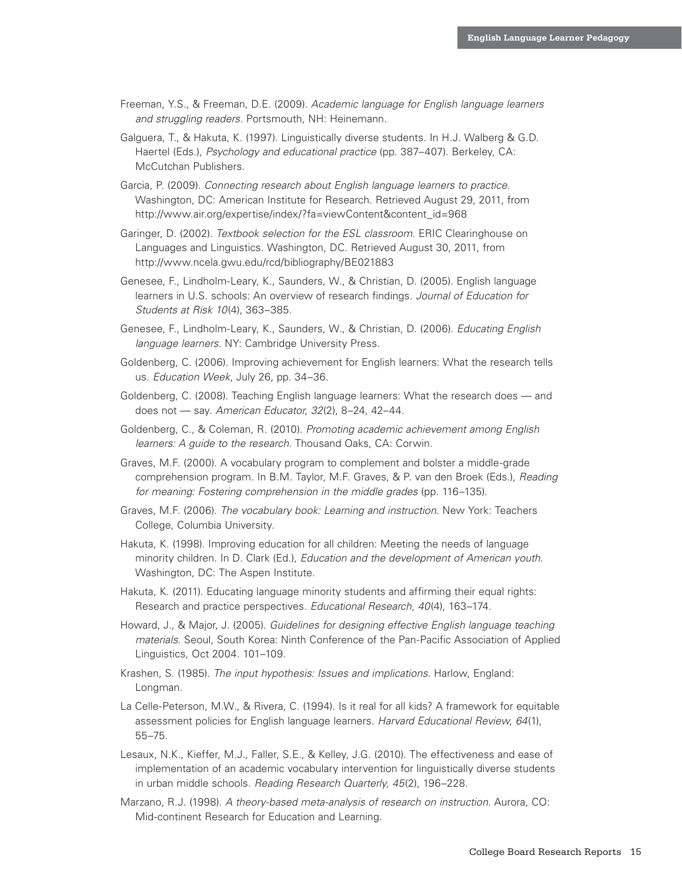Freeman, Y.S., & Freeman, D.E. (2009). *Academic language for English language learners and struggling readers*. Portsmouth, NH: Heinemann.

Galguera, T., & Hakuta, K. (1997). Linguistically diverse students. In H.J. Walberg & G.D. Haertel (Eds.), *Psychology and educational practice* (pp. 387–407). Berkeley, CA: McCutchan Publishers.

Garcia, P. (2009). *Connecting research about English language learners to practice*. Washington, DC: American Institute for Research. Retrieved August 29, 2011, from http://www.air.org/expertise/index/?fa=viewContent&content_id=968

Garinger, D. (2002). *Textbook selection for the ESL classroom*. ERIC Clearinghouse on Languages and Linguistics. Washington, DC. Retrieved August 30, 2011, from http://www.ncela.gwu.edu/rcd/bibliography/BE021883

Genesee, F., Lindholm-Leary, K., Saunders, W., & Christian, D. (2005). English language learners in U.S. schools: An overview of research findings. *Journal of Education for Students at Risk 10*(4), 363–385.

Genesee, F., Lindholm-Leary, K., Saunders, W., & Christian, D. (2006). *Educating English language learners*. NY: Cambridge University Press.

Goldenberg, C. (2006). Improving achievement for English learners: What the research tells us. *Education Week*, July 26, pp. 34–36.

Goldenberg, C. (2008). Teaching English language learners: What the research does — and does not — say. *American Educator*, *32*(2), 8–24, 42–44.

Goldenberg, C., & Coleman, R. (2010). *Promoting academic achievement among English learners: A guide to the research*. Thousand Oaks, CA: Corwin.

Graves, M.F. (2000). A vocabulary program to complement and bolster a middle-grade comprehension program. In B.M. Taylor, M.F. Graves, & P. van den Broek (Eds.), *Reading for meaning: Fostering comprehension in the middle grades* (pp. 116–135).

Graves, M.F. (2006). *The vocabulary book: Learning and instruction*. New York: Teachers College, Columbia University.

Hakuta, K. (1998). Improving education for all children: Meeting the needs of language minority children. In D. Clark (Ed.), *Education and the development of American youth*. Washington, DC: The Aspen Institute.

Hakuta, K. (2011). Educating language minority students and affirming their equal rights: Research and practice perspectives. *Educational Research*, *40*(4), 163–174.

Howard, J., & Major, J. (2005). *Guidelines for designing effective English language teaching materials*. Seoul, South Korea: Ninth Conference of the Pan-Pacific Association of Applied Linguistics, Oct 2004. 101–109.

Krashen, S. (1985). *The input hypothesis: Issues and implications*. Harlow, England: Longman.

La Celle-Peterson, M.W., & Rivera, C. (1994). Is it real for all kids? A framework for equitable assessment policies for English language learners. *Harvard Educational Review*, *64*(1), 55–75.

Lesaux, N.K., Kieffer, M.J., Faller, S.E., & Kelley, J.G. (2010). The effectiveness and ease of implementation of an academic vocabulary intervention for linguistically diverse students in urban middle schools. *Reading Research Quarterly*, *45*(2), 196–228.

Marzano, R.J. (1998). *A theory-based meta-analysis of research on instruction*. Aurora, CO: Mid-continent Research for Education and Learning.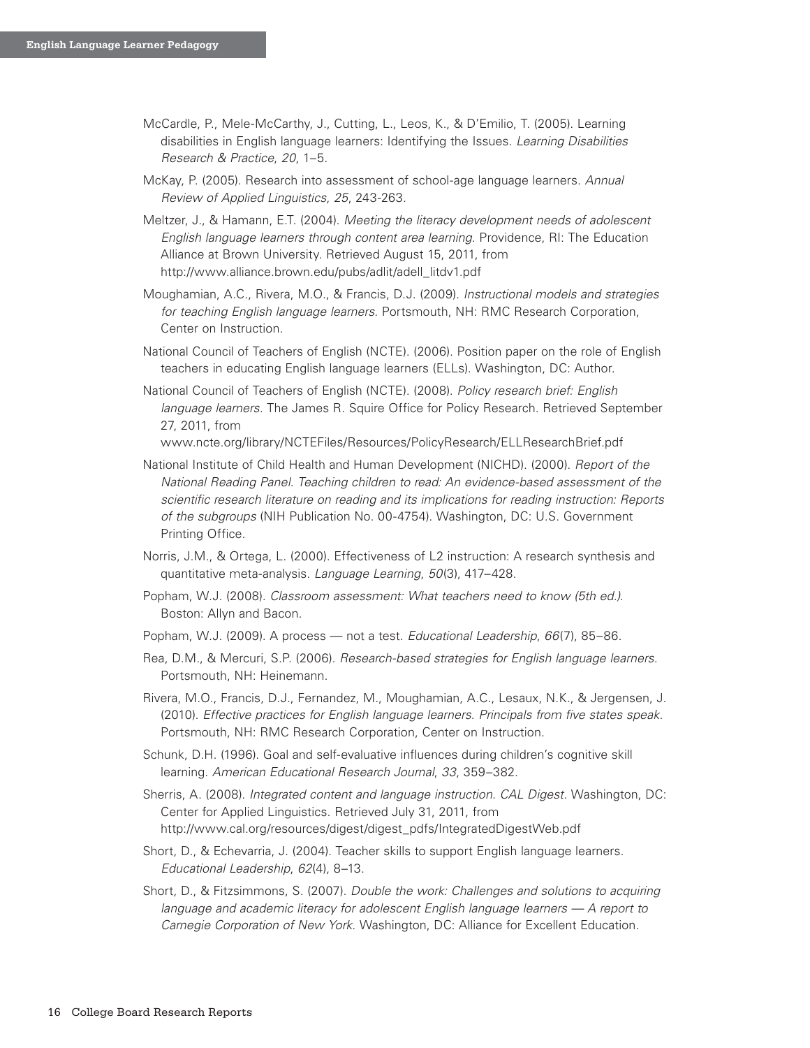McCardle, P., Mele-McCarthy, J., Cutting, L., Leos, K., & D'Emilio, T. (2005). Learning disabilities in English language learners: Identifying the Issues. *Learning Disabilities Research & Practice*, *20*, 1–5.

McKay, P. (2005). Research into assessment of school-age language learners. *Annual Review of Applied Linguistics*, *25*, 243-263.

Meltzer, J., & Hamann, E.T. (2004). *Meeting the literacy development needs of adolescent English language learners through content area learning*. Providence, RI: The Education Alliance at Brown University. Retrieved August 15, 2011, from http://www.alliance.brown.edu/pubs/adlit/adell_litdv1.pdf

Moughamian, A.C., Rivera, M.O., & Francis, D.J. (2009). *Instructional models and strategies for teaching English language learners*. Portsmouth, NH: RMC Research Corporation, Center on Instruction.

National Council of Teachers of English (NCTE). (2006). Position paper on the role of English teachers in educating English language learners (ELLs). Washington, DC: Author.

National Council of Teachers of English (NCTE). (2008). *Policy research brief: English language learners*. The James R. Squire Office for Policy Research. Retrieved September 27, 2011, from www.ncte.org/library/NCTEFiles/Resources/PolicyResearch/ELLResearchBrief.pdf

National Institute of Child Health and Human Development (NICHD). (2000). *Report of the National Reading Panel. Teaching children to read: An evidence-based assessment of the scientific research literature on reading and its implications for reading instruction: Reports of the subgroups* (NIH Publication No. 00-4754). Washington, DC: U.S. Government Printing Office.

Norris, J.M., & Ortega, L. (2000). Effectiveness of L2 instruction: A research synthesis and quantitative meta-analysis. *Language Learning*, *50*(3), 417–428.

Popham, W.J. (2008). *Classroom assessment: What teachers need to know (5th ed.).* Boston: Allyn and Bacon.

Popham, W.J. (2009). A process — not a test. *Educational Leadership*, *66*(7), 85–86.

Rea, D.M., & Mercuri, S.P. (2006). *Research-based strategies for English language learners.* Portsmouth, NH: Heinemann.

Rivera, M.O., Francis, D.J., Fernandez, M., Moughamian, A.C., Lesaux, N.K., & Jergensen, J. (2010). *Effective practices for English language learners. Principals from five states speak.* Portsmouth, NH: RMC Research Corporation, Center on Instruction.

Schunk, D.H. (1996). Goal and self-evaluative influences during children's cognitive skill learning. *American Educational Research Journal*, *33*, 359–382.

Sherris, A. (2008). *Integrated content and language instruction. CAL Digest*. Washington, DC: Center for Applied Linguistics. Retrieved July 31, 2011, from http://www.cal.org/resources/digest/digest_pdfs/IntegratedDigestWeb.pdf

Short, D., & Echevarria, J. (2004). Teacher skills to support English language learners. *Educational Leadership*, *62*(4), 8–13.

Short, D., & Fitzsimmons, S. (2007). *Double the work: Challenges and solutions to acquiring language and academic literacy for adolescent English language learners — A report to Carnegie Corporation of New York*. Washington, DC: Alliance for Excellent Education.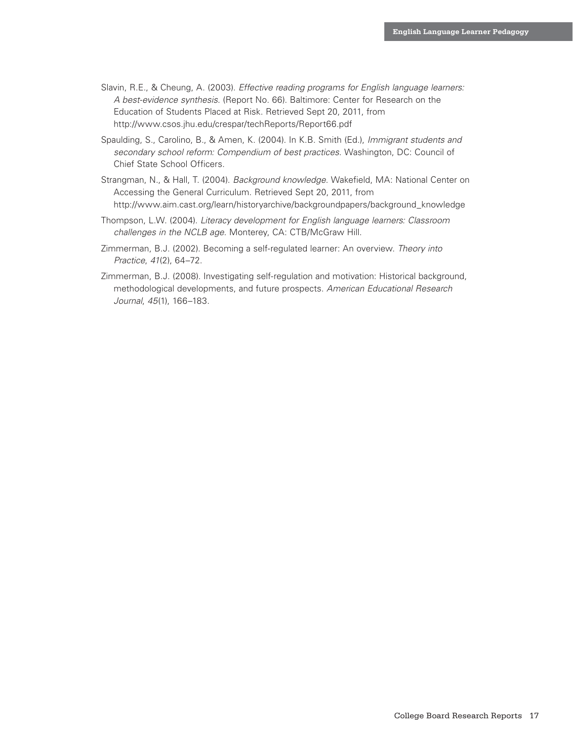Slavin, R.E., & Cheung, A. (2003). *Effective reading programs for English language learners: A best-evidence synthesis*. (Report No. 66). Baltimore: Center for Research on the Education of Students Placed at Risk. Retrieved Sept 20, 2011, from http://www.csos.jhu.edu/crespar/techReports/Report66.pdf

Spaulding, S., Carolino, B., & Amen, K. (2004). In K.B. Smith (Ed.), *Immigrant students and secondary school reform: Compendium of best practices*. Washington, DC: Council of Chief State School Officers.

Strangman, N., & Hall, T. (2004). *Background knowledge*. Wakefield, MA: National Center on Accessing the General Curriculum. Retrieved Sept 20, 2011, from http://www.aim.cast.org/learn/historyarchive/backgroundpapers/background_knowledge

Thompson, L.W. (2004). *Literacy development for English language learners: Classroom challenges in the NCLB age*. Monterey, CA: CTB/McGraw Hill.

Zimmerman, B.J. (2002). Becoming a self-regulated learner: An overview. *Theory into Practice*, *41*(2), 64–72.

Zimmerman, B.J. (2008). Investigating self-regulation and motivation: Historical background, methodological developments, and future prospects. *American Educational Research Journal*, *45*(1), 166–183.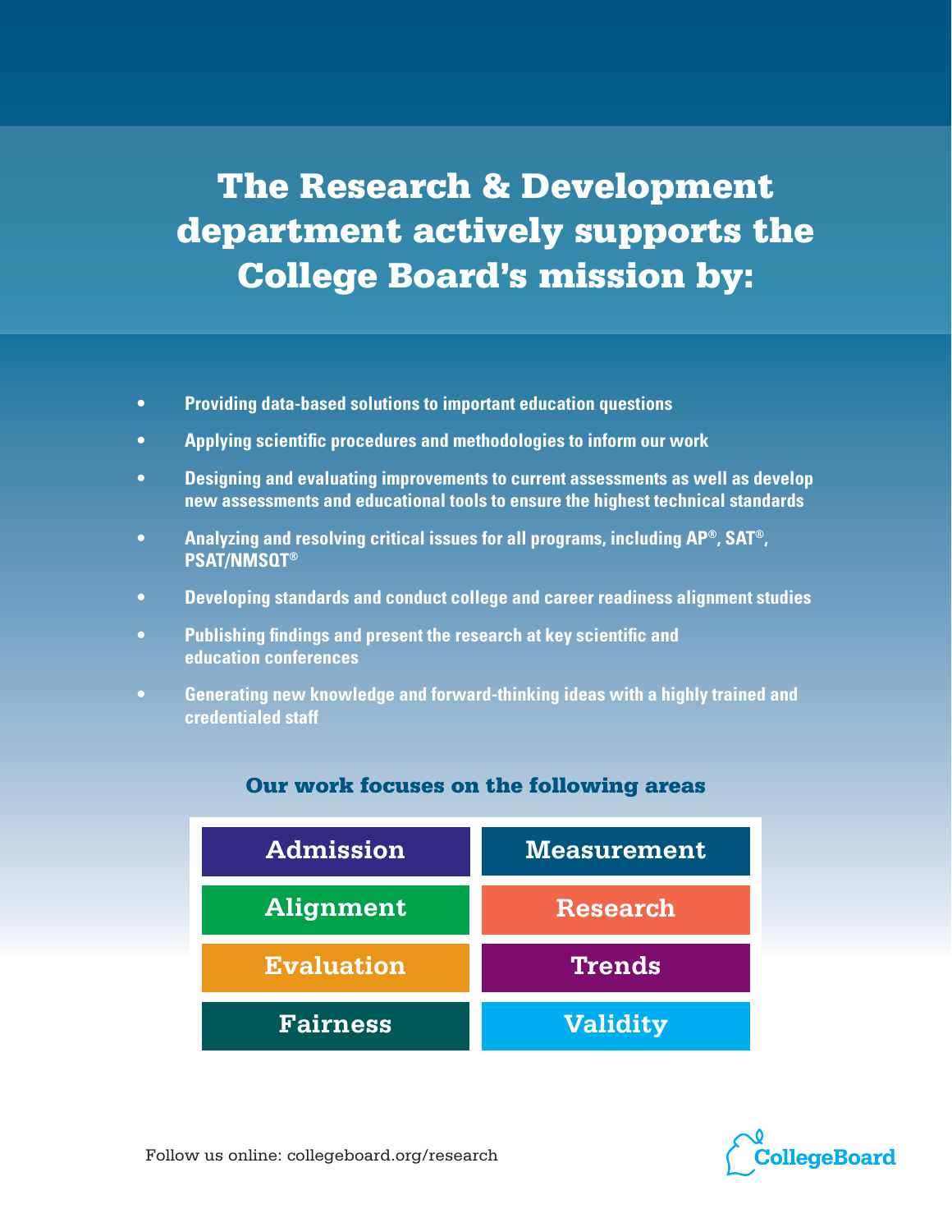# The Research & Development department actively supports the College Board's mission by:

- Providing data-based solutions to important education questions
- Applying scientific procedures and methodologies to inform our work
- Designing and evaluating improvements to current assessments as well as develop new assessments and educational tools to ensure the highest technical standards
- Analyzing and resolving critical issues for all programs, including AP®, SAT®, PSAT/NMSQT®
- Developing standards and conduct college and career readiness alignment studies
- Publishing findings and present the research at key scientific and education conferences
- Generating new knowledge and forward-thinking ideas with a highly trained and credentialed staff

## Our work focuses on the following areas

| Admission | Measurement |
|---|---|
| Alignment | Research |
| Evaluation | Trends |
| Fairness | Validity |

Follow us online: collegeboard.org/research

CollegeBoard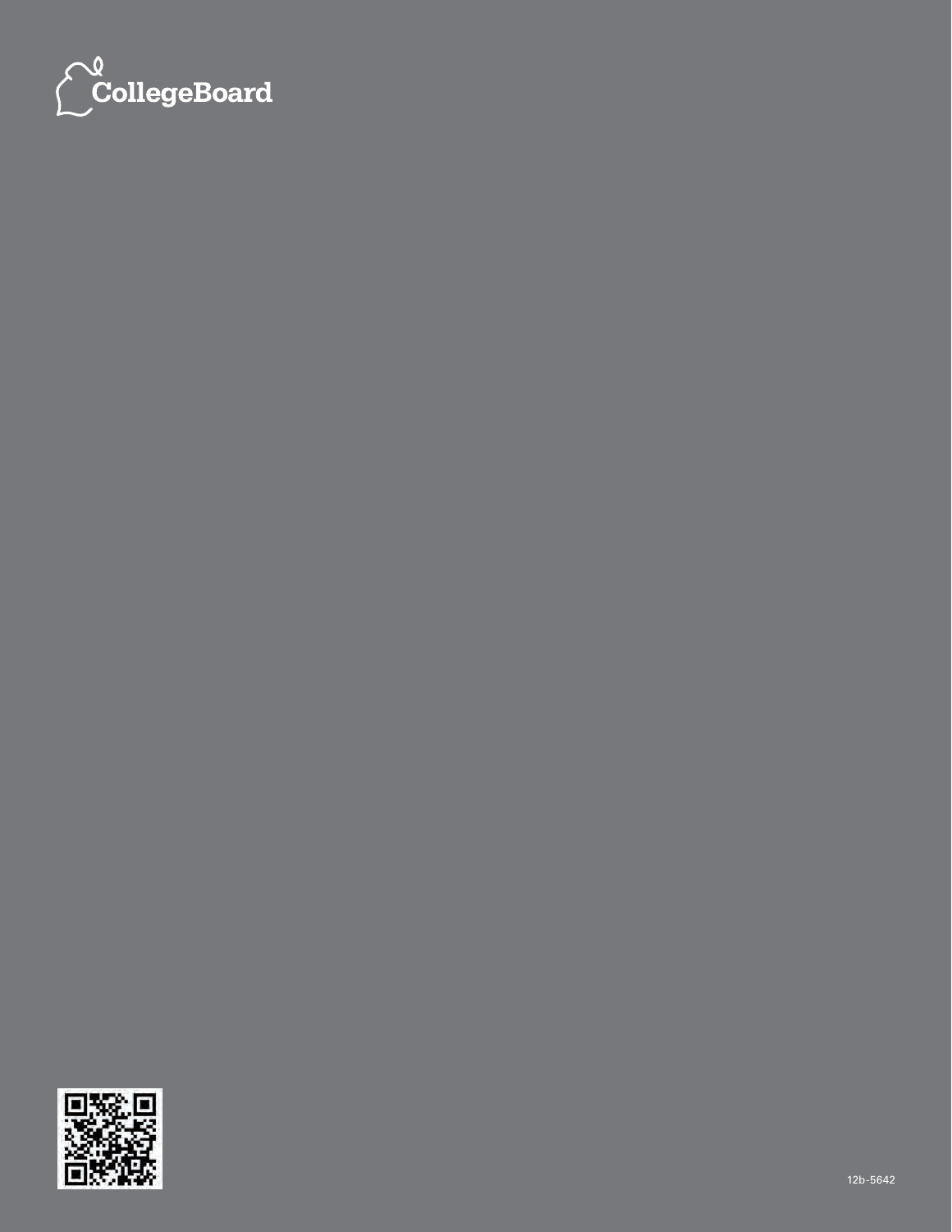CollegeBoard

12b-5642